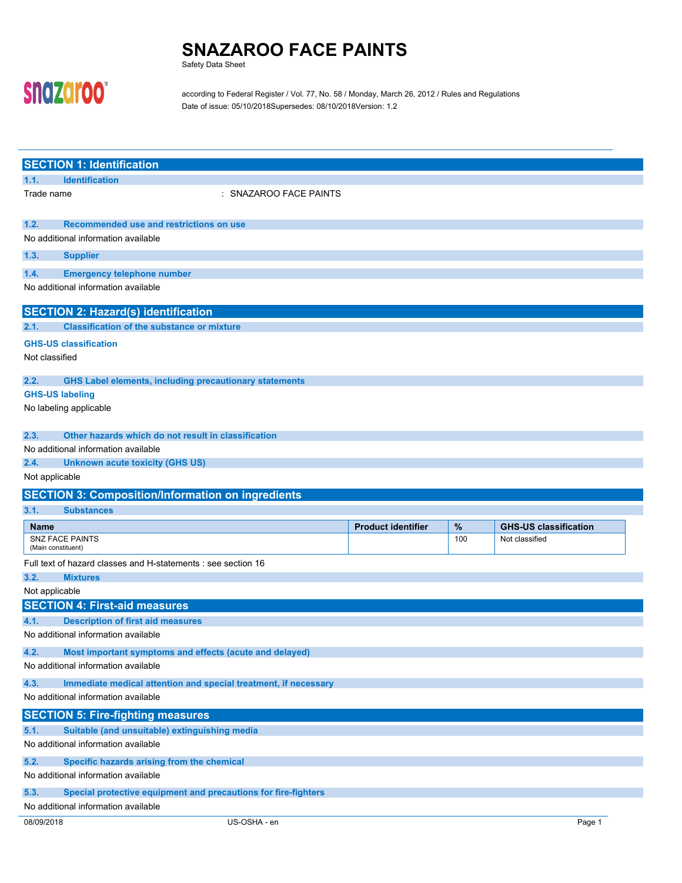# SNAZAROO FACE PAINTS

Safety Data Sheet

according to Federal Register / Vol. 77, No. 58 / Monday, March 26, 2012 / Rules and Regulations

Date of issue: 05/10/2018Supersedes: 08/10/2018Version: 1.2

## SECTION 1: Identification

### 1.1. Identification

Trade name : SNAZAROO FACE PAINTS

### 1.2. Recommended use and restrictions on use

No additional information available

### 1.3. Supplier

### 1.4. Emergency telephone number

No additional information available

## SECTION 2: Hazard(s) identification

### 2.1. Classification of the substance or mixture

**GHS-US classification**

Not classified

### 2.2. GHS Label elements, including precautionary statements

**GHS-US labeling**

No labeling applicable

### 2.3. Other hazards which do not result in classification

No additional information available

### 2.4. Unknown acute toxicity (GHS US)

Not applicable

## SECTION 3: Composition/Information on ingredients

### 3.1. Substances

| Name | Product identifier | % | GHS-US classification |
|---|---|---|---|
| SNZ FACE PAINTS (Main constituent) | | 100 | Not classified |

Full text of hazard classes and H-statements : see section 16

### 3.2. Mixtures

Not applicable

## SECTION 4: First-aid measures

### 4.1. Description of first aid measures

No additional information available

### 4.2. Most important symptoms and effects (acute and delayed)

No additional information available

### 4.3. Immediate medical attention and special treatment, if necessary

No additional information available

## SECTION 5: Fire-fighting measures

### 5.1. Suitable (and unsuitable) extinguishing media

No additional information available

### 5.2. Specific hazards arising from the chemical

No additional information available

### 5.3. Special protective equipment and precautions for fire-fighters

No additional information available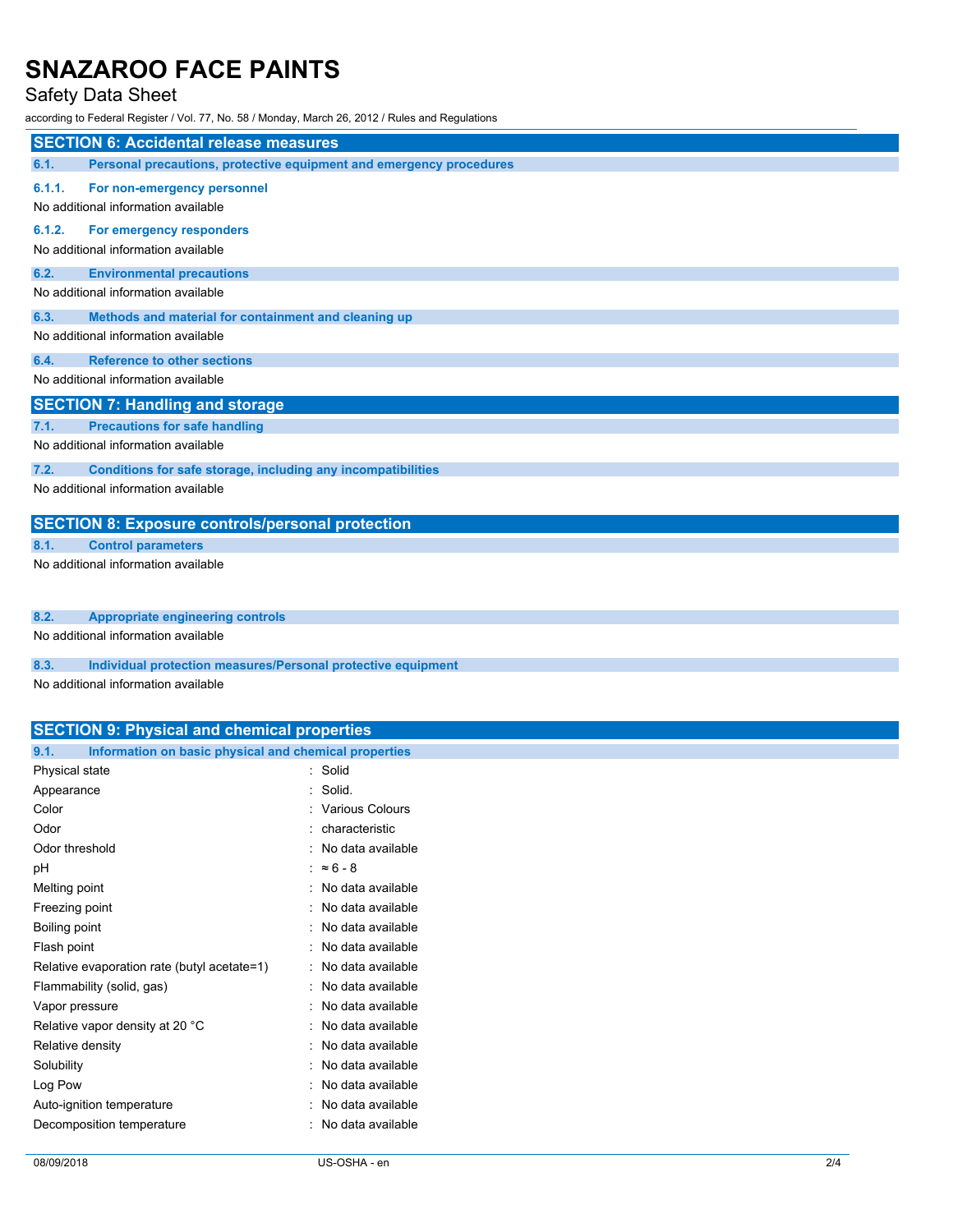## SECTION 6: Accidental release measures

### 6.1. Personal precautions, protective equipment and emergency procedures

#### 6.1.1. For non-emergency personnel

No additional information available

#### 6.1.2. For emergency responders

No additional information available

### 6.2. Environmental precautions

No additional information available

### 6.3. Methods and material for containment and cleaning up

No additional information available

### 6.4. Reference to other sections

No additional information available

## SECTION 7: Handling and storage

### 7.1. Precautions for safe handling

No additional information available

### 7.2. Conditions for safe storage, including any incompatibilities

No additional information available

## SECTION 8: Exposure controls/personal protection

### 8.1. Control parameters

No additional information available

### 8.2. Appropriate engineering controls

No additional information available

### 8.3. Individual protection measures/Personal protective equipment

No additional information available

## SECTION 9: Physical and chemical properties

### 9.1. Information on basic physical and chemical properties

| Property | Value |
|---|---|
| Physical state | Solid |
| Appearance | Solid. |
| Color | Various Colours |
| Odor | characteristic |
| Odor threshold | No data available |
| pH | ≈ 6 - 8 |
| Melting point | No data available |
| Freezing point | No data available |
| Boiling point | No data available |
| Flash point | No data available |
| Relative evaporation rate (butyl acetate=1) | No data available |
| Flammability (solid, gas) | No data available |
| Vapor pressure | No data available |
| Relative vapor density at 20 °C | No data available |
| Relative density | No data available |
| Solubility | No data available |
| Log Pow | No data available |
| Auto-ignition temperature | No data available |
| Decomposition temperature | No data available |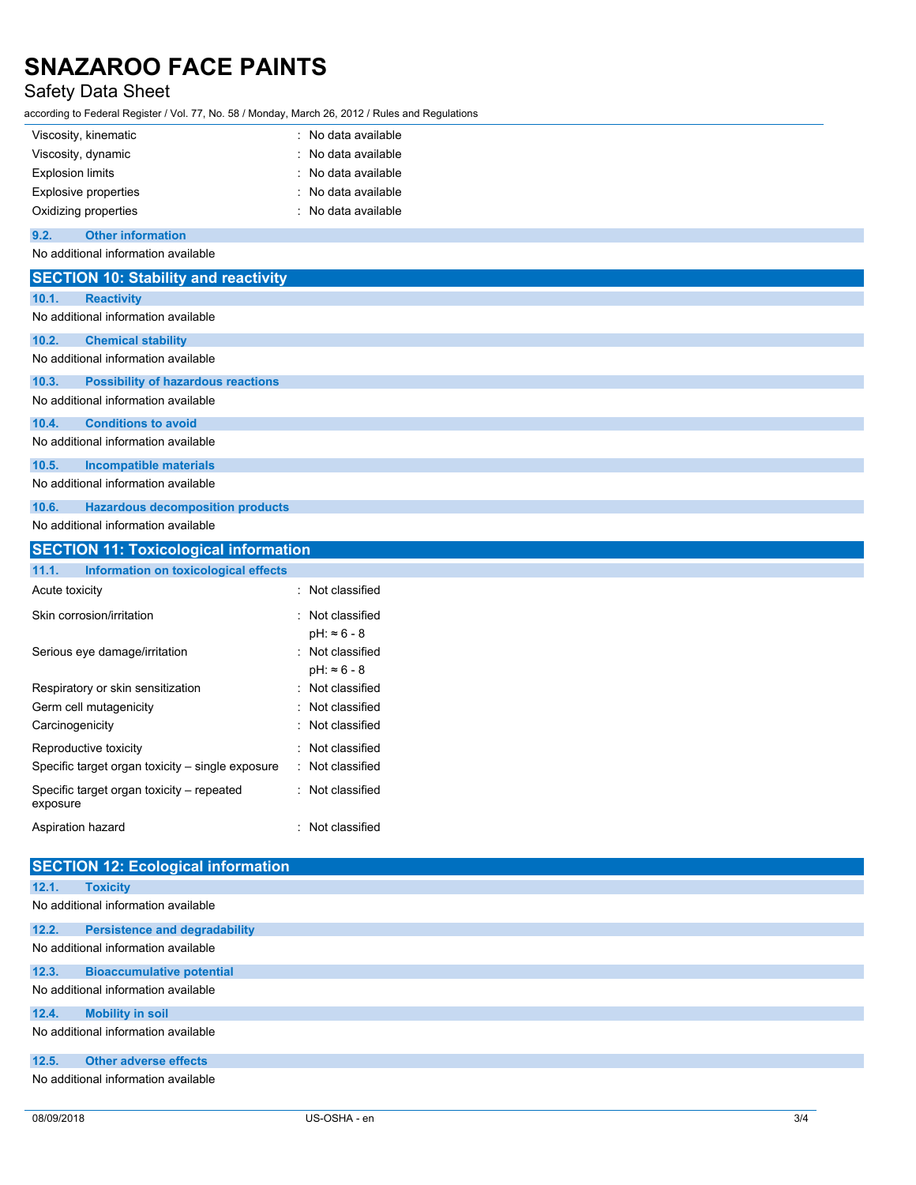| | |
|---|---|
| Viscosity, kinematic | : No data available |
| Viscosity, dynamic | : No data available |
| Explosion limits | : No data available |
| Explosive properties | : No data available |
| Oxidizing properties | : No data available |

### 9.2. Other information

No additional information available

## SECTION 10: Stability and reactivity

### 10.1. Reactivity

No additional information available

### 10.2. Chemical stability

No additional information available

### 10.3. Possibility of hazardous reactions

No additional information available

### 10.4. Conditions to avoid

No additional information available

### 10.5. Incompatible materials

No additional information available

### 10.6. Hazardous decomposition products

No additional information available

## SECTION 11: Toxicological information

### 11.1. Information on toxicological effects

| | |
|---|---|
| Acute toxicity | : Not classified |
| Skin corrosion/irritation | : Not classified<br>pH: ≈ 6 - 8 |
| Serious eye damage/irritation | : Not classified<br>pH: ≈ 6 - 8 |
| Respiratory or skin sensitization | : Not classified |
| Germ cell mutagenicity | : Not classified |
| Carcinogenicity | : Not classified |
| Reproductive toxicity | : Not classified |
| Specific target organ toxicity – single exposure | : Not classified |
| Specific target organ toxicity – repeated exposure | : Not classified |
| Aspiration hazard | : Not classified |

## SECTION 12: Ecological information

### 12.1. Toxicity

No additional information available

### 12.2. Persistence and degradability

No additional information available

### 12.3. Bioaccumulative potential

No additional information available

### 12.4. Mobility in soil

No additional information available

### 12.5. Other adverse effects

No additional information available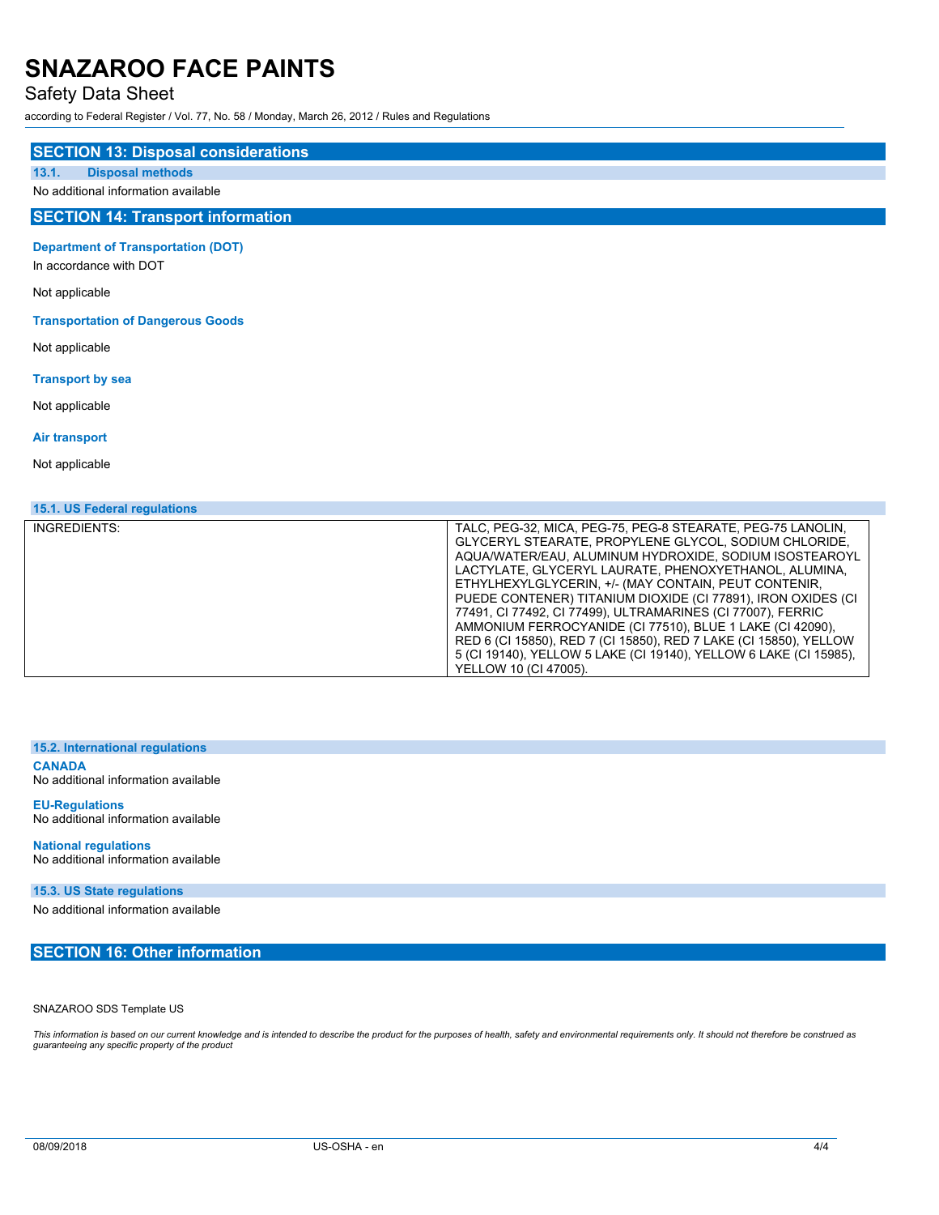## SECTION 13: Disposal considerations

### 13.1. Disposal methods

No additional information available

## SECTION 14: Transport information

### Department of Transportation (DOT)

In accordance with DOT

Not applicable

### Transportation of Dangerous Goods

Not applicable

### Transport by sea

Not applicable

### Air transport

Not applicable

### 15.1. US Federal regulations

| | |
|---|---|
| INGREDIENTS: | TALC, PEG-32, MICA, PEG-75, PEG-8 STEARATE, PEG-75 LANOLIN, GLYCERYL STEARATE, PROPYLENE GLYCOL, SODIUM CHLORIDE, AQUA/WATER/EAU, ALUMINUM HYDROXIDE, SODIUM ISOSTEAROYL LACTYLATE, GLYCERYL LAURATE, PHENOXYETHANOL, ALUMINA, ETHYLHEXYLGLYCERIN, +/- (MAY CONTAIN, PEUT CONTENIR, PUEDE CONTENER) TITANIUM DIOXIDE (CI 77891), IRON OXIDES (CI 77491, CI 77492, CI 77499), ULTRAMARINES (CI 77007), FERRIC AMMONIUM FERROCYANIDE (CI 77510), BLUE 1 LAKE (CI 42090), RED 6 (CI 15850), RED 7 (CI 15850), RED 7 LAKE (CI 15850), YELLOW 5 (CI 19140), YELLOW 5 LAKE (CI 19140), YELLOW 6 LAKE (CI 15985), YELLOW 10 (CI 47005). |

### 15.2. International regulations

**CANADA**
No additional information available

**EU-Regulations**
No additional information available

**National regulations**
No additional information available

### 15.3. US State regulations

No additional information available

## SECTION 16: Other information

SNAZAROO SDS Template US

*This information is based on our current knowledge and is intended to describe the product for the purposes of health, safety and environmental requirements only. It should not therefore be construed as guaranteeing any specific property of the product*